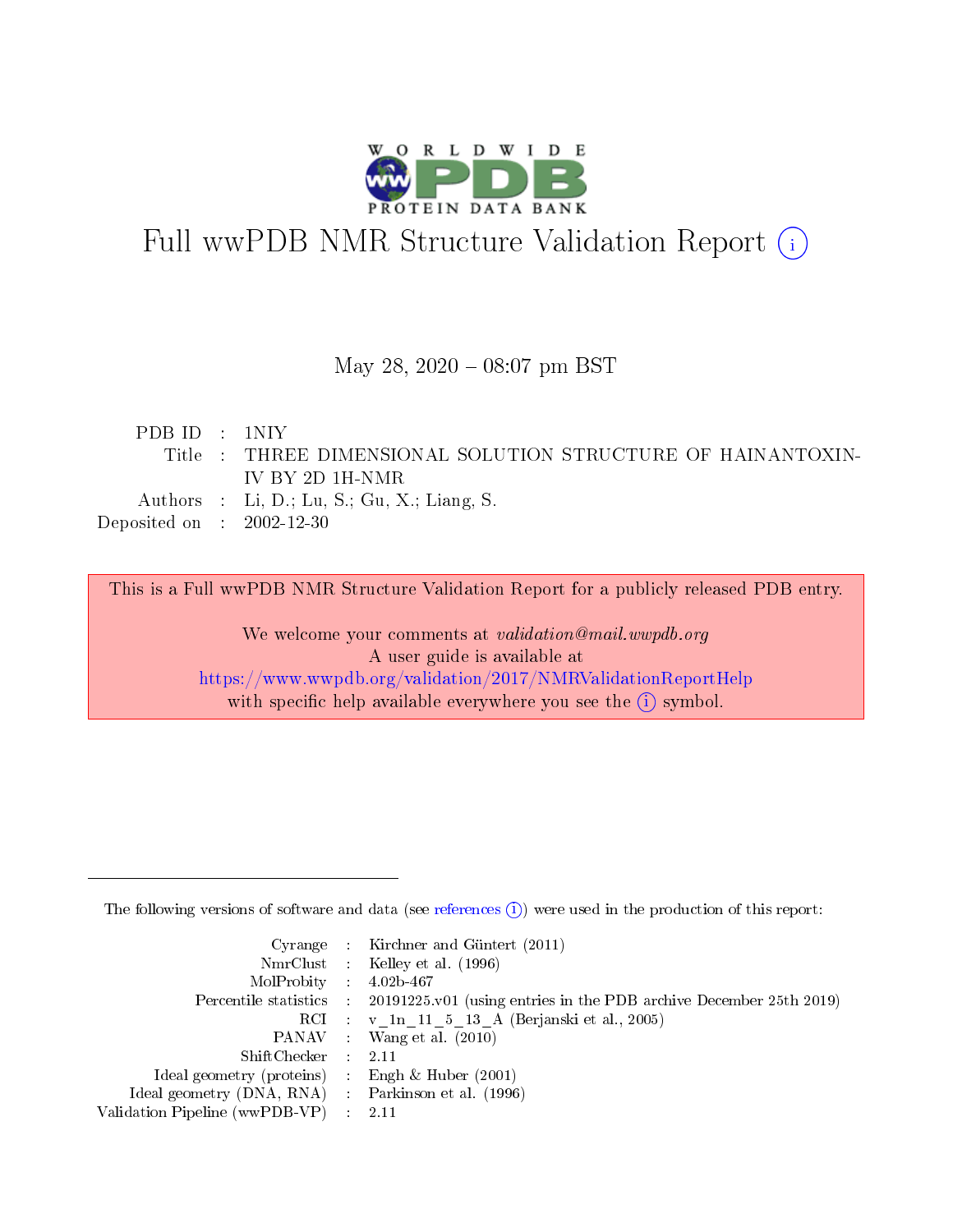# Full wwPDB NMR Structure Validation Report (i)

May 28, 2020 – 08:07 pm BST

| | | |
|---|---|---|
| PDB ID | : | 1NIY |
| Title | : | THREE DIMENSIONAL SOLUTION STRUCTURE OF HAINANTOXIN-IV BY 2D 1H-NMR |
| Authors | : | Li, D.; Lu, S.; Gu, X.; Liang, S. |
| Deposited on | : | 2002-12-30 |

This is a Full wwPDB NMR Structure Validation Report for a publicly released PDB entry.

We welcome your comments at *validation@mail.wwpdb.org*
A user guide is available at
https://www.wwpdb.org/validation/2017/NMRValidationReportHelp
with specific help available everywhere you see the (i) symbol.

---

The following versions of software and data (see references (i)) were used in the production of this report:

| | | |
|---|---|---|
| Cyrange | : | Kirchner and Güntert (2011) |
| NmrClust | : | Kelley et al. (1996) |
| MolProbity | : | 4.02b-467 |
| Percentile statistics | : | 20191225.v01 (using entries in the PDB archive December 25th 2019) |
| RCI | : | v_1n_11_5_13_A (Berjanski et al., 2005) |
| PANAV | : | Wang et al. (2010) |
| ShiftChecker | : | 2.11 |
| Ideal geometry (proteins) | : | Engh & Huber (2001) |
| Ideal geometry (DNA, RNA) | : | Parkinson et al. (1996) |
| Validation Pipeline (wwPDB-VP) | : | 2.11 |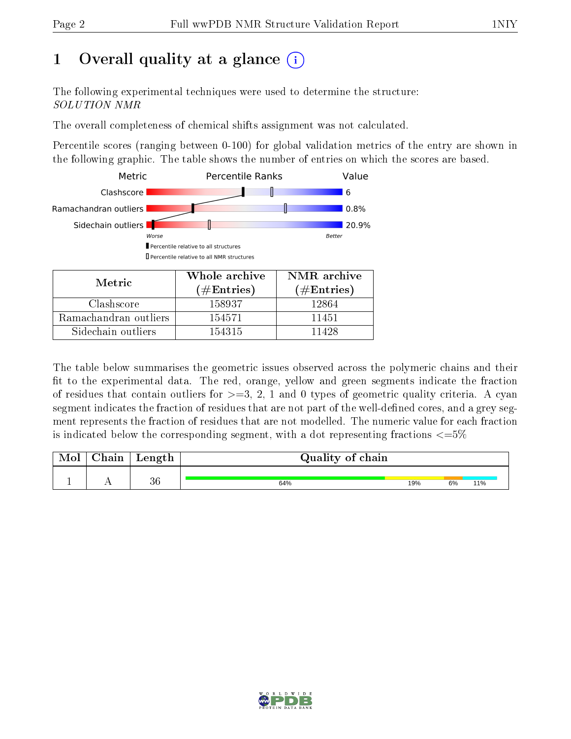# 1 Overall quality at a glance

The following experimental techniques were used to determine the structure:
*SOLUTION NMR*

The overall completeness of chemical shifts assignment was not calculated.

Percentile scores (ranging between 0-100) for global validation metrics of the entry are shown in the following graphic. The table shows the number of entries on which the scores are based.

| Metric | Value |
|---|---|
| Clashscore | 6 |
| Ramachandran outliers | 0.8% |
| Sidechain outliers | 20.9% |

| Metric | Whole archive (#Entries) | NMR archive (#Entries) |
|---|---|---|
| Clashscore | 158937 | 12864 |
| Ramachandran outliers | 154571 | 11451 |
| Sidechain outliers | 154315 | 11428 |

The table below summarises the geometric issues observed across the polymeric chains and their fit to the experimental data. The red, orange, yellow and green segments indicate the fraction of residues that contain outliers for >=3, 2, 1 and 0 types of geometric quality criteria. A cyan segment indicates the fraction of residues that are not part of the well-defined cores, and a grey segment represents the fraction of residues that are not modelled. The numeric value for each fraction is indicated below the corresponding segment, with a dot representing fractions <=5%

| Mol | Chain | Length | Quality of chain |
|---|---|---|---|
| 1 | A | 36 | 64% 19% 6% 11% |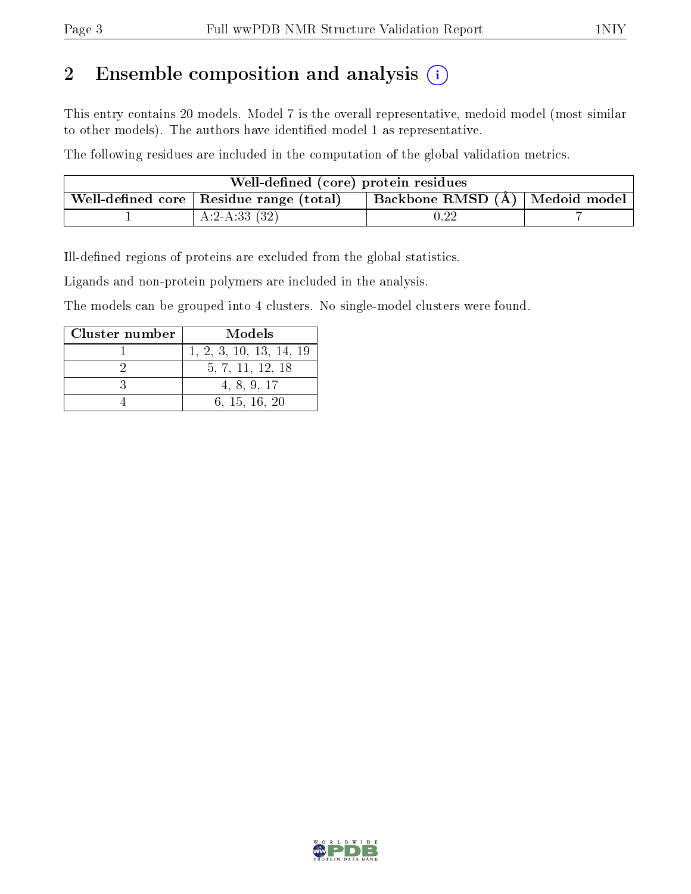## 2 Ensemble composition and analysis

This entry contains 20 models. Model 7 is the overall representative, medoid model (most similar to other models). The authors have identified model 1 as representative.

The following residues are included in the computation of the global validation metrics.

| Well-defined (core) protein residues | | | |
|---|---|---|---|
| Well-defined core | Residue range (total) | Backbone RMSD (Å) | Medoid model |
| 1 | A:2-A:33 (32) | 0.22 | 7 |

Ill-defined regions of proteins are excluded from the global statistics.

Ligands and non-protein polymers are included in the analysis.

The models can be grouped into 4 clusters. No single-model clusters were found.

| Cluster number | Models |
|---|---|
| 1 | 1, 2, 3, 10, 13, 14, 19 |
| 2 | 5, 7, 11, 12, 18 |
| 3 | 4, 8, 9, 17 |
| 4 | 6, 15, 16, 20 |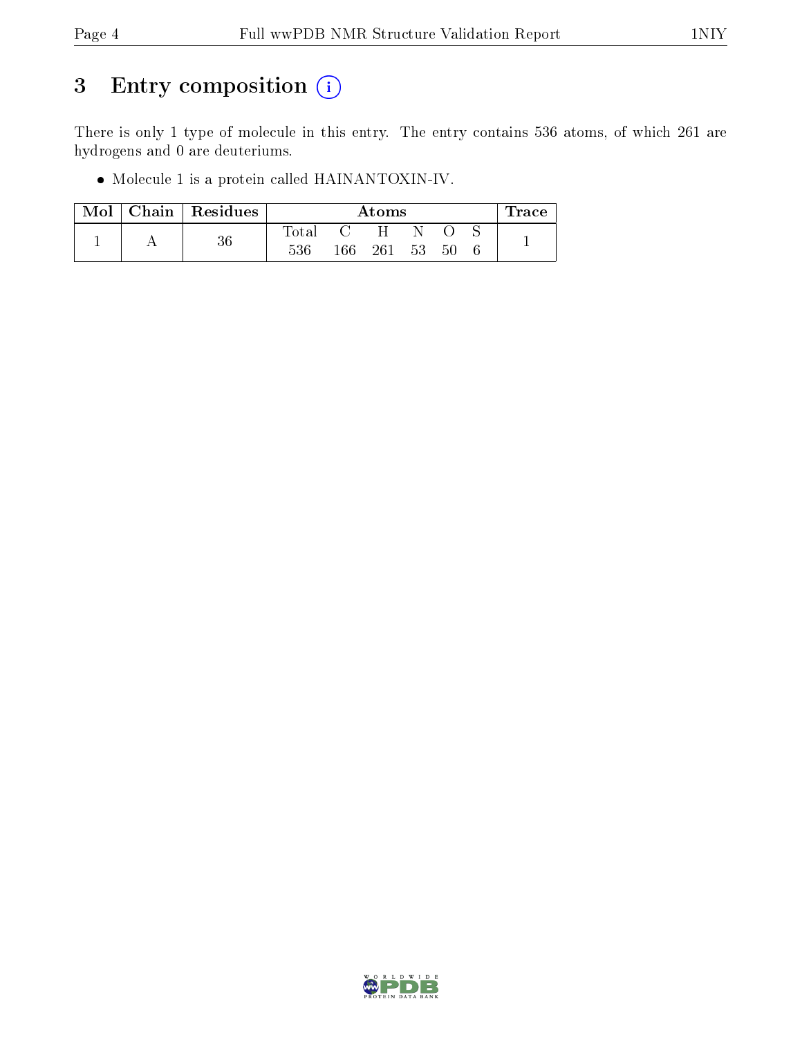# 3 Entry composition

There is only 1 type of molecule in this entry. The entry contains 536 atoms, of which 261 are hydrogens and 0 are deuteriums.

- Molecule 1 is a protein called HAINANTOXIN-IV.

| Mol | Chain | Residues | Atoms | | | | | | Trace |
|---|---|---|---|---|---|---|---|---|---|
| | | | Total | C | H | N | O | S | |
| 1 | A | 36 | 536 | 166 | 261 | 53 | 50 | 6 | 1 |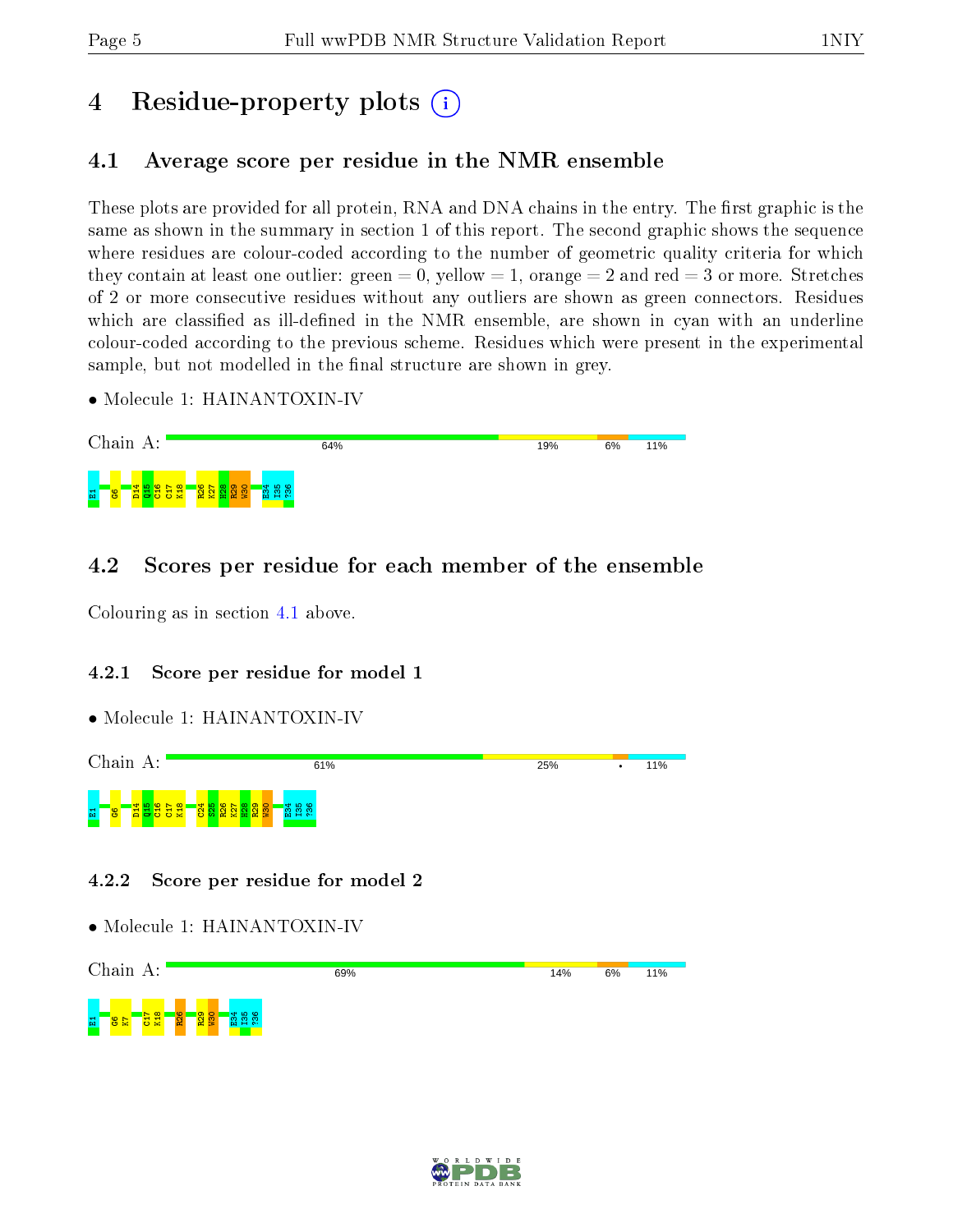# 4 Residue-property plots

## 4.1 Average score per residue in the NMR ensemble

These plots are provided for all protein, RNA and DNA chains in the entry. The first graphic is the same as shown in the summary in section 1 of this report. The second graphic shows the sequence where residues are colour-coded according to the number of geometric quality criteria for which they contain at least one outlier: green = 0, yellow = 1, orange = 2 and red = 3 or more. Stretches of 2 or more consecutive residues without any outliers are shown as green connectors. Residues which are classified as ill-defined in the NMR ensemble, are shown in cyan with an underline colour-coded according to the previous scheme. Residues which were present in the experimental sample, but not modelled in the final structure are shown in grey.

- Molecule 1: HAINANTOXIN-IV

Chain A: 64% | 19% | 6% | 11%

E1 G6 D14 Q15 C16 C17 K18 R26 K27 H28 R29 W30 E34 I35 ?36

## 4.2 Scores per residue for each member of the ensemble

Colouring as in section 4.1 above.

### 4.2.1 Score per residue for model 1

- Molecule 1: HAINANTOXIN-IV

Chain A: 61% | 25% | • | 11%

E1 G6 D14 Q15 C16 C17 K18 C24 S25 R26 K27 H28 R29 W30 E34 I35 ?36

### 4.2.2 Score per residue for model 2

- Molecule 1: HAINANTOXIN-IV

Chain A: 69% | 14% | 6% | 11%

E1 G6 K7 C17 K18 R26 R29 W30 E34 I35 ?36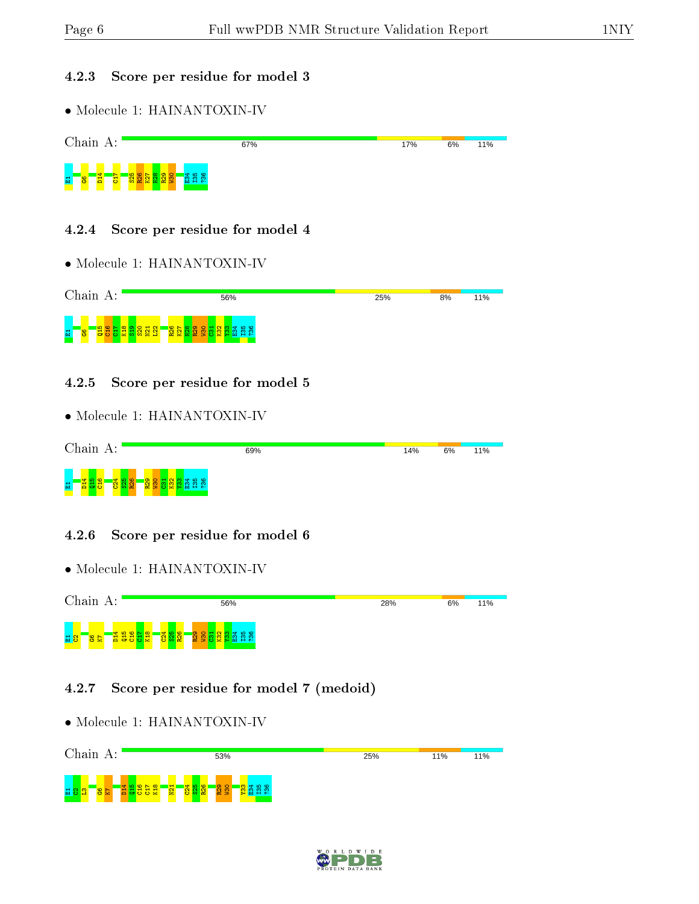### 4.2.3 Score per residue for model 3

- Molecule 1: HAINANTOXIN-IV

Chain A: 67% | 17% | 6% | 11%

E1 G6 D14 C17 S25 R26 K27 H28 R29 W30 E34 I35 ?36

### 4.2.4 Score per residue for model 4

- Molecule 1: HAINANTOXIN-IV

Chain A: 56% | 25% | 8% | 11%

E1 G6 Q15 C16 C17 K18 S19 S20 N21 L22 R26 K27 H28 R29 W30 C31 K32 Y33 E34 I35 ?36

### 4.2.5 Score per residue for model 5

- Molecule 1: HAINANTOXIN-IV

Chain A: 69% | 14% | 6% | 11%

E1 D14 Q15 C16 C24 S25 R26 R29 W30 C31 K32 Y33 E34 I35 ?36

### 4.2.6 Score per residue for model 6

- Molecule 1: HAINANTOXIN-IV

Chain A: 56% | 28% | 6% | 11%

E1 C2 G6 K7 D14 Q15 C16 C17 K18 C24 S25 R26 R29 W30 C31 K32 Y33 E34 I35 ?36

### 4.2.7 Score per residue for model 7 (medoid)

- Molecule 1: HAINANTOXIN-IV

Chain A: 53% | 25% | 11% | 11%

E1 C2 L3 G6 K7 D14 Q15 C16 C17 K18 N21 C24 S25 R26 R29 W30 Y33 E34 I35 ?36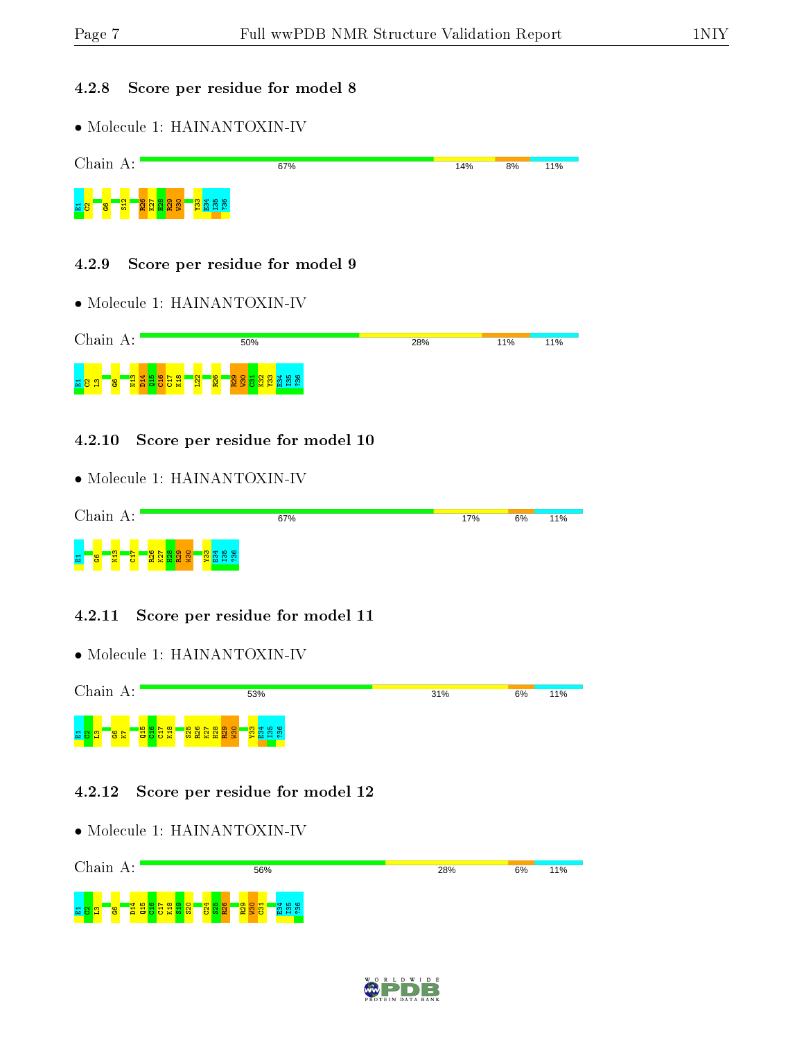### 4.2.8 Score per residue for model 8

- Molecule 1: HAINANTOXIN-IV

Chain A: 67% | 14% | 8% | 11%

E1 C2 G6 S12 R26 K27 H28 R29 W30 Y33 E34 I35 ?36

### 4.2.9 Score per residue for model 9

- Molecule 1: HAINANTOXIN-IV

Chain A: 50% | 28% | 11% | 11%

E1 C2 L3 G6 N13 D14 Q15 C16 C17 K18 L22 R26 R29 W30 C31 K32 Y33 E34 I35 ?36

### 4.2.10 Score per residue for model 10

- Molecule 1: HAINANTOXIN-IV

Chain A: 67% | 17% | 6% | 11%

E1 G6 N13 C17 R26 K27 H28 R29 W30 Y33 E34 I35 ?36

### 4.2.11 Score per residue for model 11

- Molecule 1: HAINANTOXIN-IV

Chain A: 53% | 31% | 6% | 11%

E1 C2 L3 G6 K7 Q15 C16 C17 K18 S25 R26 K27 H28 R29 W30 Y33 E34 I35 ?36

### 4.2.12 Score per residue for model 12

- Molecule 1: HAINANTOXIN-IV

Chain A: 56% | 28% | 6% | 11%

E1 C2 L3 G6 D14 Q15 C16 C17 K18 S19 S20 C24 S25 R26 R29 W30 C31 E34 I35 ?36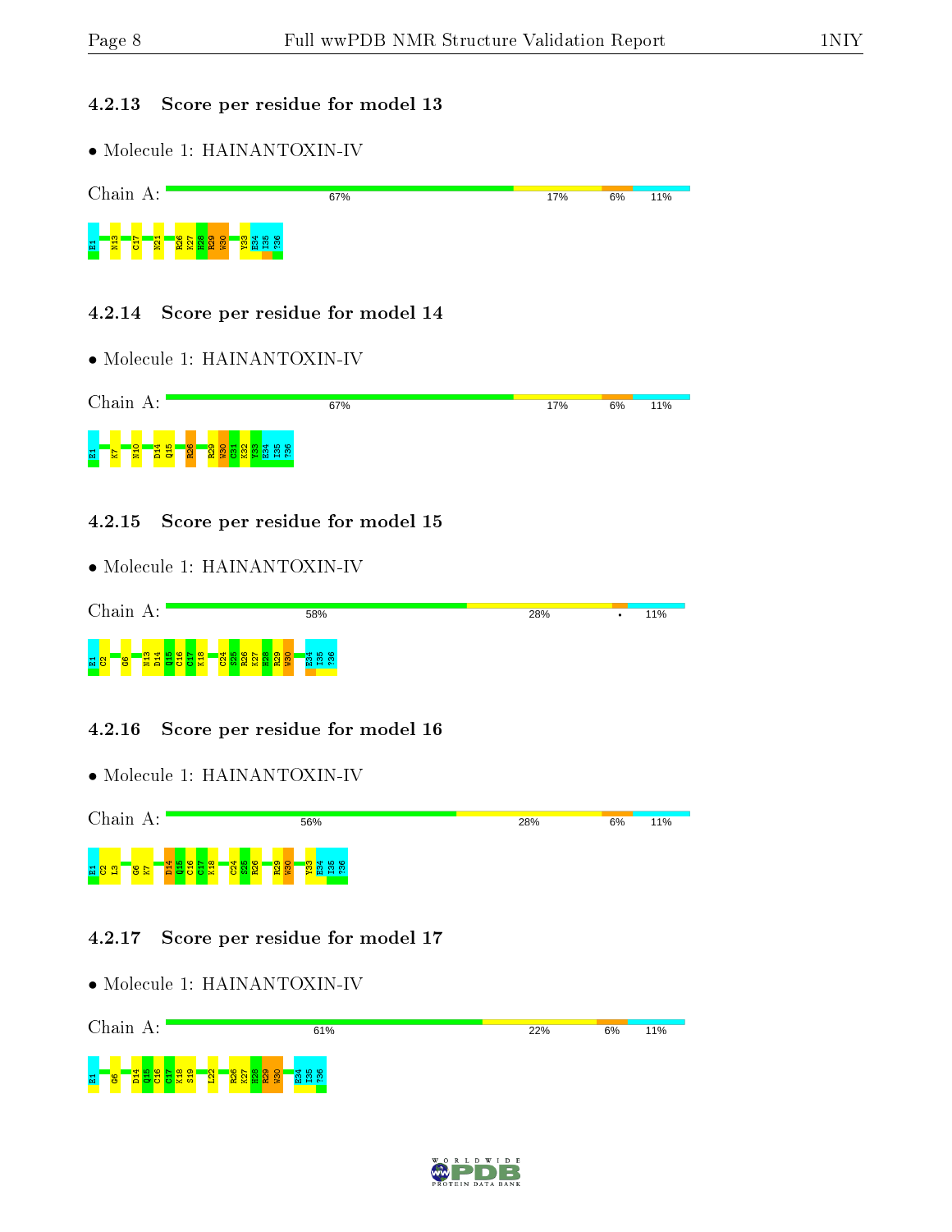### 4.2.13 Score per residue for model 13

- Molecule 1: HAINANTOXIN-IV

Chain A: 67% 17% 6% 11%

E1 N13 C17 N21 R26 K27 H28 R29 W30 Y33 E34 I35 ?36

### 4.2.14 Score per residue for model 14

- Molecule 1: HAINANTOXIN-IV

Chain A: 67% 17% 6% 11%

E1 K7 N10 D14 Q15 R26 R29 W30 C31 K32 Y33 E34 I35 ?36

### 4.2.15 Score per residue for model 15

- Molecule 1: HAINANTOXIN-IV

Chain A: 58% 28% • 11%

E1 C2 G6 N13 D14 Q15 C16 C17 K18 C24 S25 R26 K27 H28 R29 W30 E34 I35 ?36

### 4.2.16 Score per residue for model 16

- Molecule 1: HAINANTOXIN-IV

Chain A: 56% 28% 6% 11%

E1 C2 L3 G6 K7 D14 Q15 C16 C17 K18 C24 S25 R26 R29 W30 Y33 E34 I35 ?36

### 4.2.17 Score per residue for model 17

- Molecule 1: HAINANTOXIN-IV

Chain A: 61% 22% 6% 11%

E1 G6 D14 Q15 C16 C17 K18 S19 L22 R26 K27 H28 R29 W30 E34 I35 ?36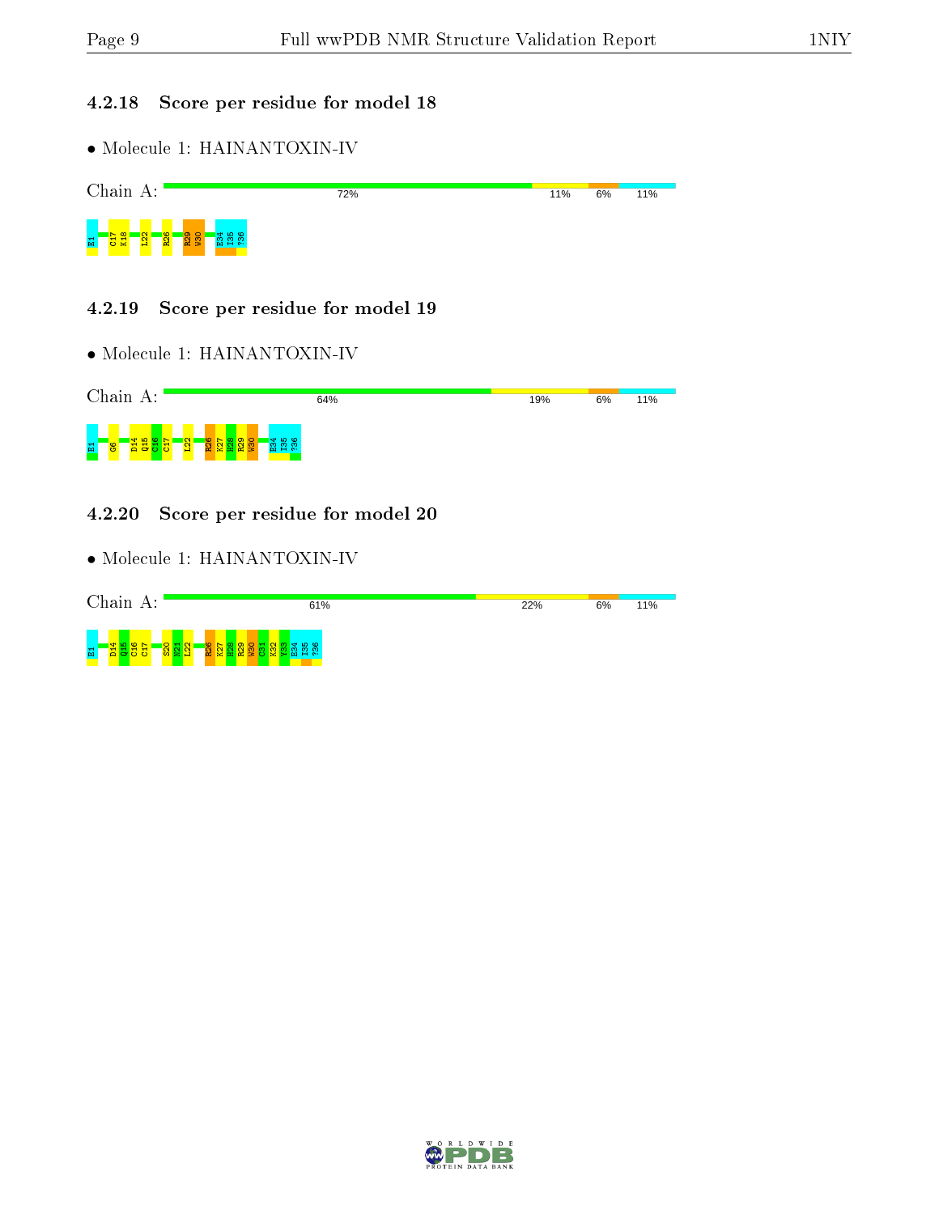### 4.2.18 Score per residue for model 18

- Molecule 1: HAINANTOXIN-IV

Chain A: 72% | 11% | 6% | 11%

E1 C17 K18 L22 R26 R29 W30 E34 I35 ?36

### 4.2.19 Score per residue for model 19

- Molecule 1: HAINANTOXIN-IV

Chain A: 64% | 19% | 6% | 11%

E1 G6 D14 Q15 C16 C17 L22 R26 K27 H28 R29 W30 E34 I35 ?36

### 4.2.20 Score per residue for model 20

- Molecule 1: HAINANTOXIN-IV

Chain A: 61% | 22% | 6% | 11%

E1 D14 Q15 C16 C17 S20 N21 L22 R26 K27 H28 R29 W30 C31 K32 Y33 E34 I35 ?36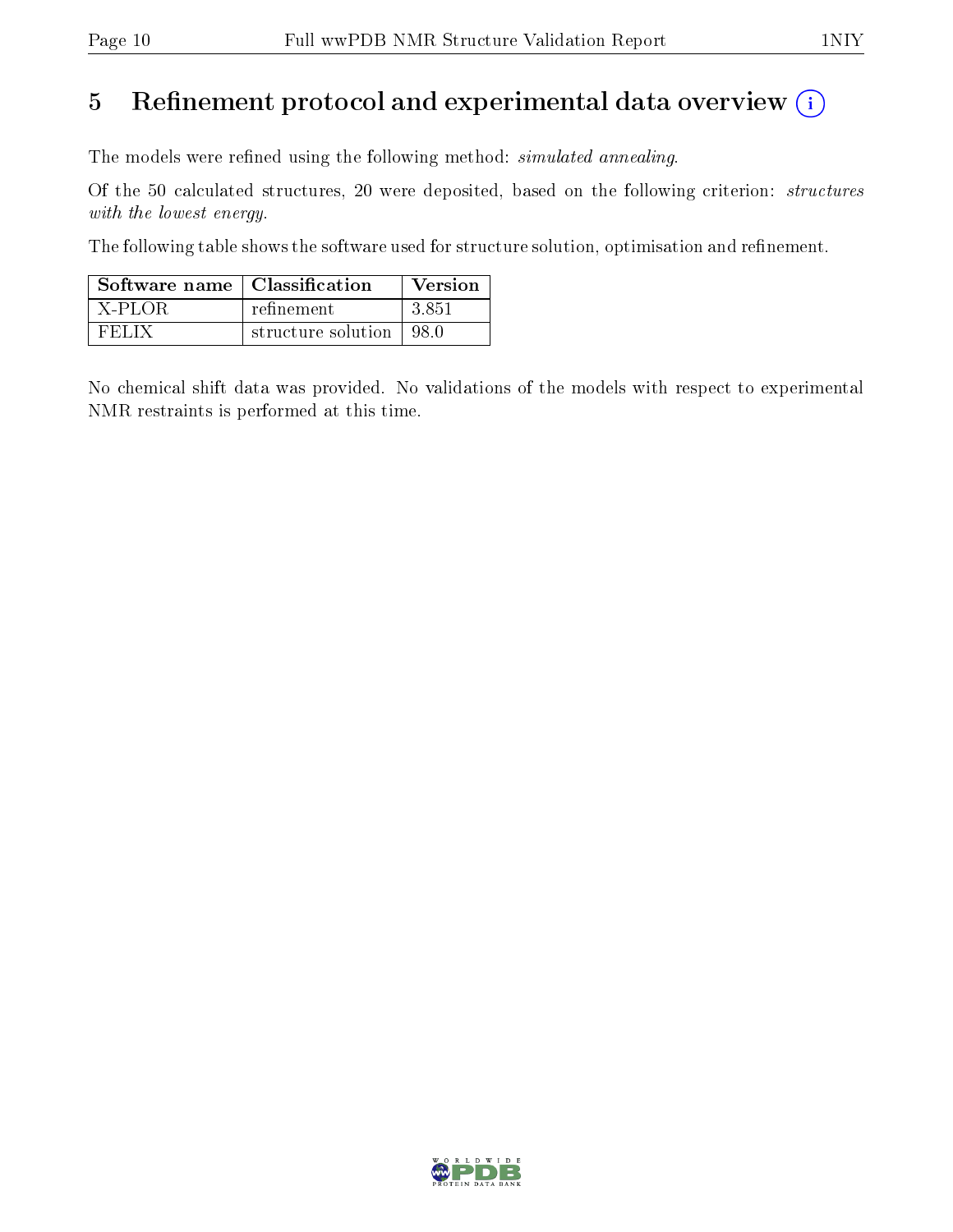# 5 Refinement protocol and experimental data overview

The models were refined using the following method: *simulated annealing*.

Of the 50 calculated structures, 20 were deposited, based on the following criterion: *structures with the lowest energy*.

The following table shows the software used for structure solution, optimisation and refinement.

| Software name | Classification | Version |
|---|---|---|
| X-PLOR | refinement | 3.851 |
| FELIX | structure solution | 98.0 |

No chemical shift data was provided. No validations of the models with respect to experimental NMR restraints is performed at this time.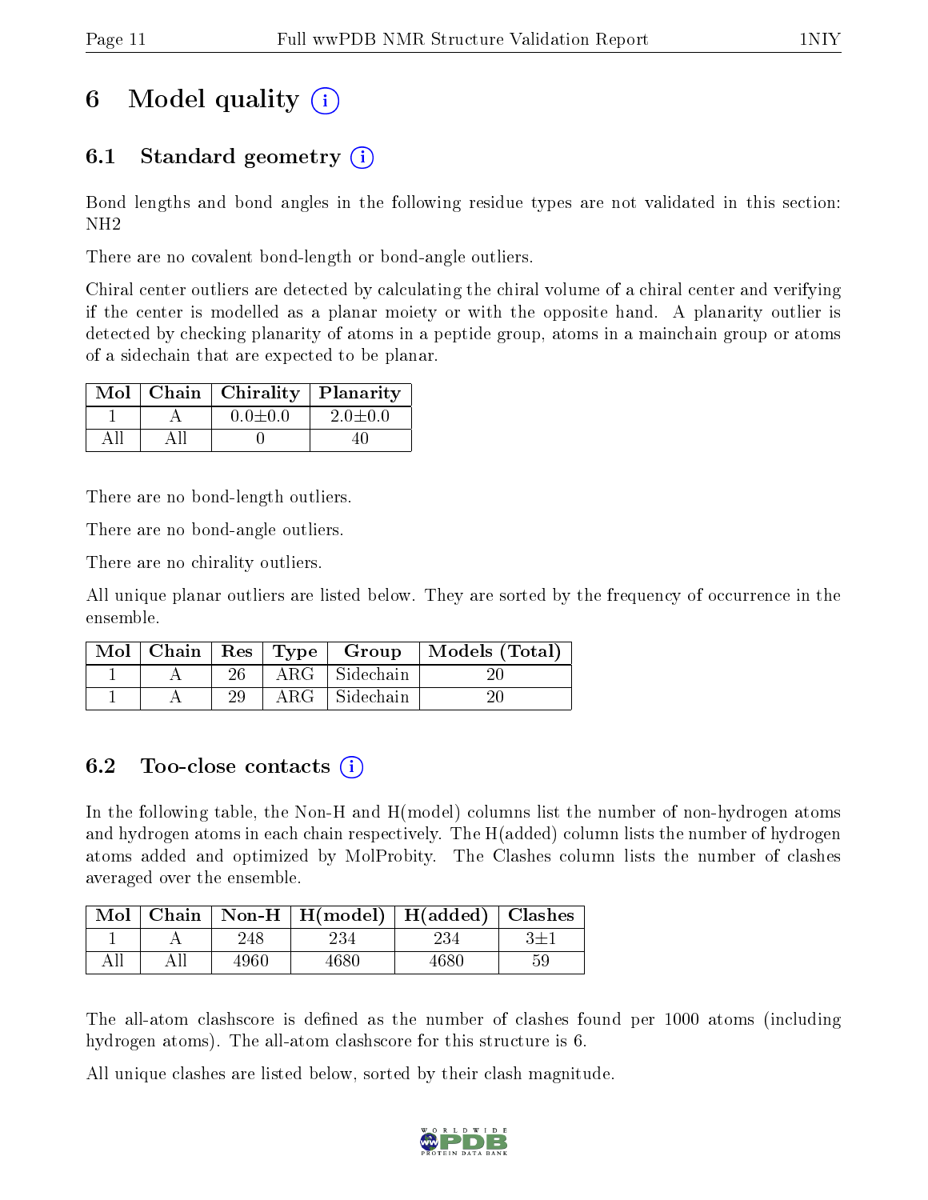# 6 Model quality (i)

## 6.1 Standard geometry (i)

Bond lengths and bond angles in the following residue types are not validated in this section: NH2

There are no covalent bond-length or bond-angle outliers.

Chiral center outliers are detected by calculating the chiral volume of a chiral center and verifying if the center is modelled as a planar moiety or with the opposite hand. A planarity outlier is detected by checking planarity of atoms in a peptide group, atoms in a mainchain group or atoms of a sidechain that are expected to be planar.

| Mol | Chain | Chirality | Planarity |
|---|---|---|---|
| 1 | A | 0.0±0.0 | 2.0±0.0 |
| All | All | 0 | 40 |

There are no bond-length outliers.

There are no bond-angle outliers.

There are no chirality outliers.

All unique planar outliers are listed below. They are sorted by the frequency of occurrence in the ensemble.

| Mol | Chain | Res | Type | Group | Models (Total) |
|---|---|---|---|---|---|
| 1 | A | 26 | ARG | Sidechain | 20 |
| 1 | A | 29 | ARG | Sidechain | 20 |

## 6.2 Too-close contacts (i)

In the following table, the Non-H and H(model) columns list the number of non-hydrogen atoms and hydrogen atoms in each chain respectively. The H(added) column lists the number of hydrogen atoms added and optimized by MolProbity. The Clashes column lists the number of clashes averaged over the ensemble.

| Mol | Chain | Non-H | H(model) | H(added) | Clashes |
|---|---|---|---|---|---|
| 1 | A | 248 | 234 | 234 | 3±1 |
| All | All | 4960 | 4680 | 4680 | 59 |

The all-atom clashscore is defined as the number of clashes found per 1000 atoms (including hydrogen atoms). The all-atom clashscore for this structure is 6.

All unique clashes are listed below, sorted by their clash magnitude.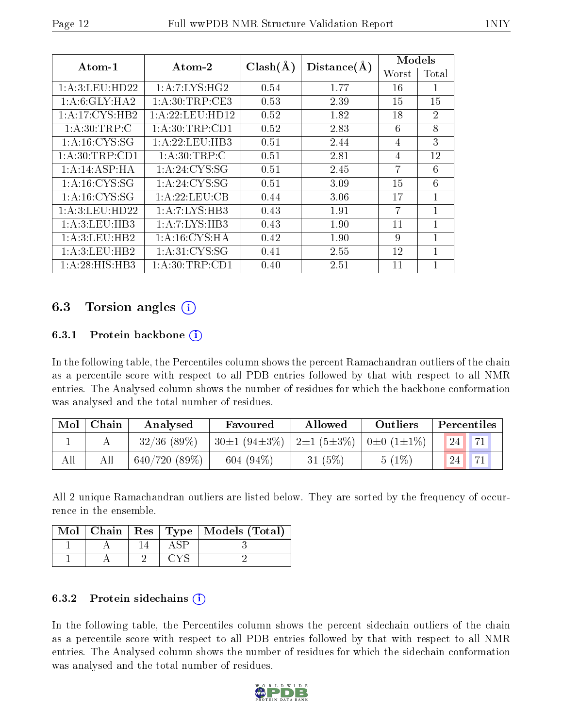| Atom-1 | Atom-2 | Clash(Å) | Distance(Å) | Models | |
|---|---|---|---|---|---|
| | | | | Worst | Total |
| 1:A:3:LEU:HD22 | 1:A:7:LYS:HG2 | 0.54 | 1.77 | 16 | 1 |
| 1:A:6:GLY:HA2 | 1:A:30:TRP:CE3 | 0.53 | 2.39 | 15 | 15 |
| 1:A:17:CYS:HB2 | 1:A:22:LEU:HD12 | 0.52 | 1.82 | 18 | 2 |
| 1:A:30:TRP:C | 1:A:30:TRP:CD1 | 0.52 | 2.83 | 6 | 8 |
| 1:A:16:CYS:SG | 1:A:22:LEU:HB3 | 0.51 | 2.44 | 4 | 3 |
| 1:A:30:TRP:CD1 | 1:A:30:TRP:C | 0.51 | 2.81 | 4 | 12 |
| 1:A:14:ASP:HA | 1:A:24:CYS:SG | 0.51 | 2.45 | 7 | 6 |
| 1:A:16:CYS:SG | 1:A:24:CYS:SG | 0.51 | 3.09 | 15 | 6 |
| 1:A:16:CYS:SG | 1:A:22:LEU:CB | 0.44 | 3.06 | 17 | 1 |
| 1:A:3:LEU:HD22 | 1:A:7:LYS:HB3 | 0.43 | 1.91 | 7 | 1 |
| 1:A:3:LEU:HB3 | 1:A:7:LYS:HB3 | 0.43 | 1.90 | 11 | 1 |
| 1:A:3:LEU:HB2 | 1:A:16:CYS:HA | 0.42 | 1.90 | 9 | 1 |
| 1:A:3:LEU:HB2 | 1:A:31:CYS:SG | 0.41 | 2.55 | 12 | 1 |
| 1:A:28:HIS:HB3 | 1:A:30:TRP:CD1 | 0.40 | 2.51 | 11 | 1 |

## 6.3 Torsion angles

### 6.3.1 Protein backbone

In the following table, the Percentiles column shows the percent Ramachandran outliers of the chain as a percentile score with respect to all PDB entries followed by that with respect to all NMR entries. The Analysed column shows the number of residues for which the backbone conformation was analysed and the total number of residues.

| Mol | Chain | Analysed | Favoured | Allowed | Outliers | Percentiles | |
|---|---|---|---|---|---|---|---|
| 1 | A | 32/36 (89%) | 30±1 (94±3%) | 2±1 (5±3%) | 0±0 (1±1%) | 24 | 71 |
| All | All | 640/720 (89%) | 604 (94%) | 31 (5%) | 5 (1%) | 24 | 71 |

All 2 unique Ramachandran outliers are listed below. They are sorted by the frequency of occurrence in the ensemble.

| Mol | Chain | Res | Type | Models (Total) |
|---|---|---|---|---|
| 1 | A | 14 | ASP | 3 |
| 1 | A | 2 | CYS | 2 |

### 6.3.2 Protein sidechains

In the following table, the Percentiles column shows the percent sidechain outliers of the chain as a percentile score with respect to all PDB entries followed by that with respect to all NMR entries. The Analysed column shows the number of residues for which the sidechain conformation was analysed and the total number of residues.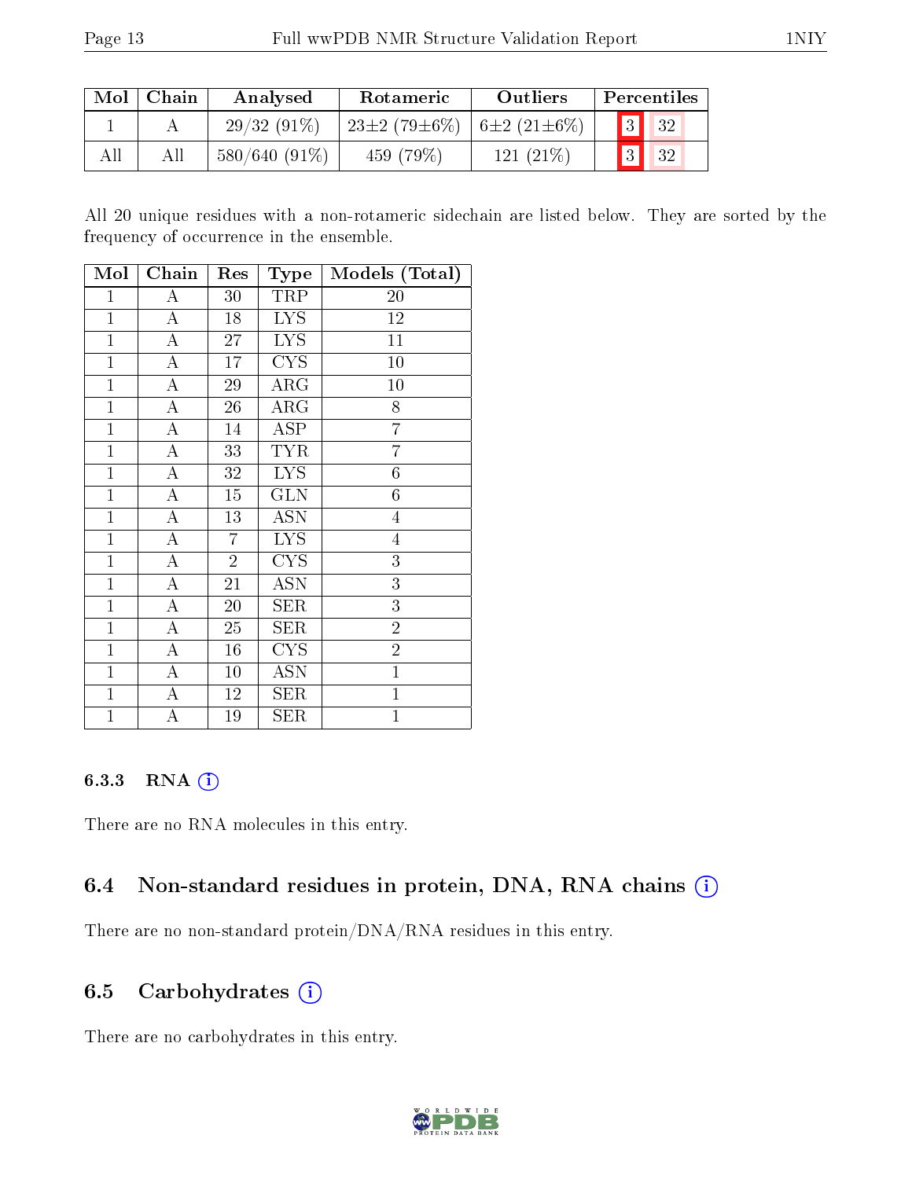| Mol | Chain | Analysed | Rotameric | Outliers | Percentiles | |
|---|---|---|---|---|---|---|
| 1 | A | 29/32 (91%) | 23±2 (79±6%) | 6±2 (21±6%) | 3 | 32 |
| All | All | 580/640 (91%) | 459 (79%) | 121 (21%) | 3 | 32 |

All 20 unique residues with a non-rotameric sidechain are listed below. They are sorted by the frequency of occurrence in the ensemble.

| Mol | Chain | Res | Type | Models (Total) |
|---|---|---|---|---|
| 1 | A | 30 | TRP | 20 |
| 1 | A | 18 | LYS | 12 |
| 1 | A | 27 | LYS | 11 |
| 1 | A | 17 | CYS | 10 |
| 1 | A | 29 | ARG | 10 |
| 1 | A | 26 | ARG | 8 |
| 1 | A | 14 | ASP | 7 |
| 1 | A | 33 | TYR | 7 |
| 1 | A | 32 | LYS | 6 |
| 1 | A | 15 | GLN | 6 |
| 1 | A | 13 | ASN | 4 |
| 1 | A | 7 | LYS | 4 |
| 1 | A | 2 | CYS | 3 |
| 1 | A | 21 | ASN | 3 |
| 1 | A | 20 | SER | 3 |
| 1 | A | 25 | SER | 2 |
| 1 | A | 16 | CYS | 2 |
| 1 | A | 10 | ASN | 1 |
| 1 | A | 12 | SER | 1 |
| 1 | A | 19 | SER | 1 |

#### 6.3.3 RNA

There are no RNA molecules in this entry.

### 6.4 Non-standard residues in protein, DNA, RNA chains

There are no non-standard protein/DNA/RNA residues in this entry.

### 6.5 Carbohydrates

There are no carbohydrates in this entry.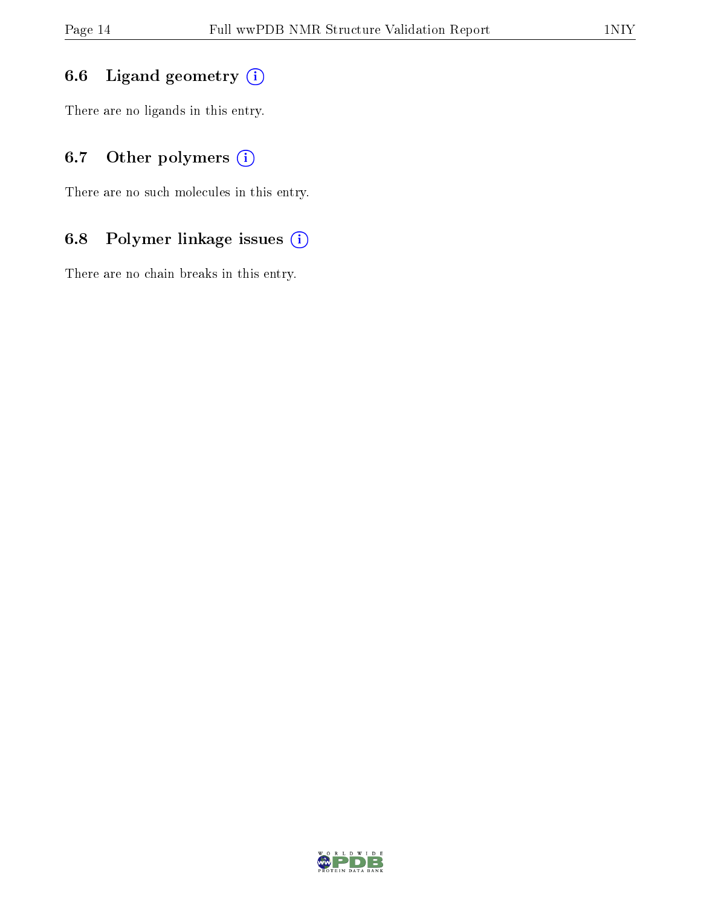### 6.6 Ligand geometry

There are no ligands in this entry.

### 6.7 Other polymers

There are no such molecules in this entry.

### 6.8 Polymer linkage issues

There are no chain breaks in this entry.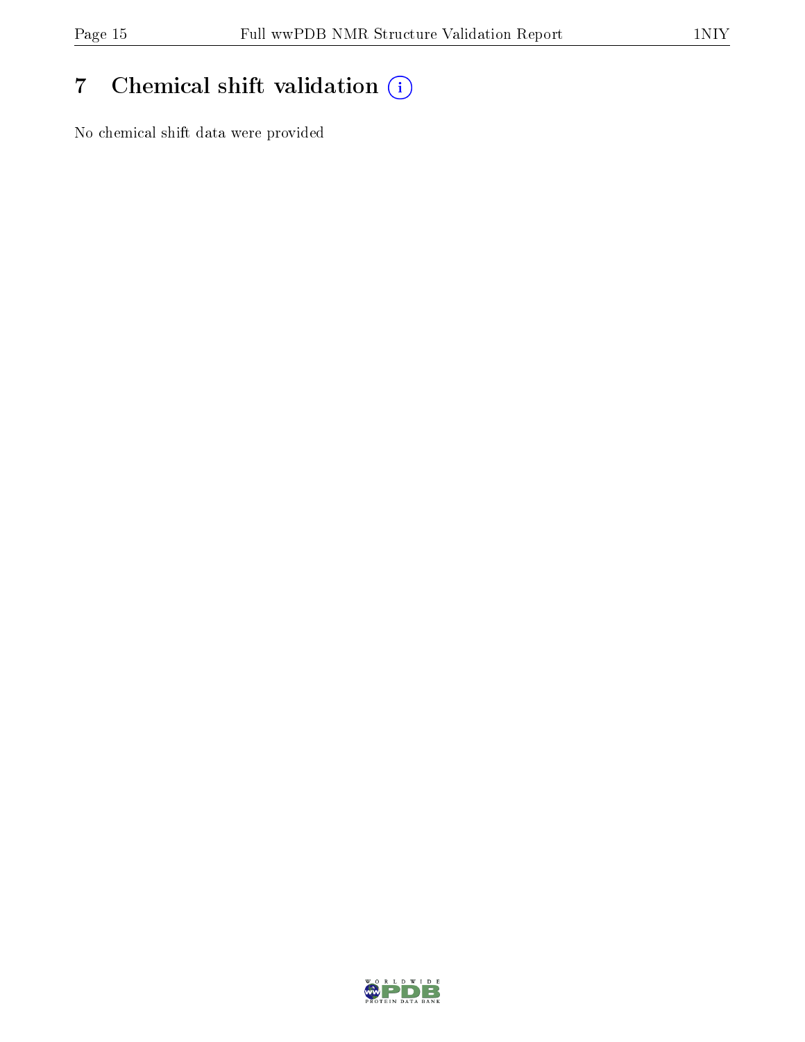# 7 Chemical shift validation

No chemical shift data were provided